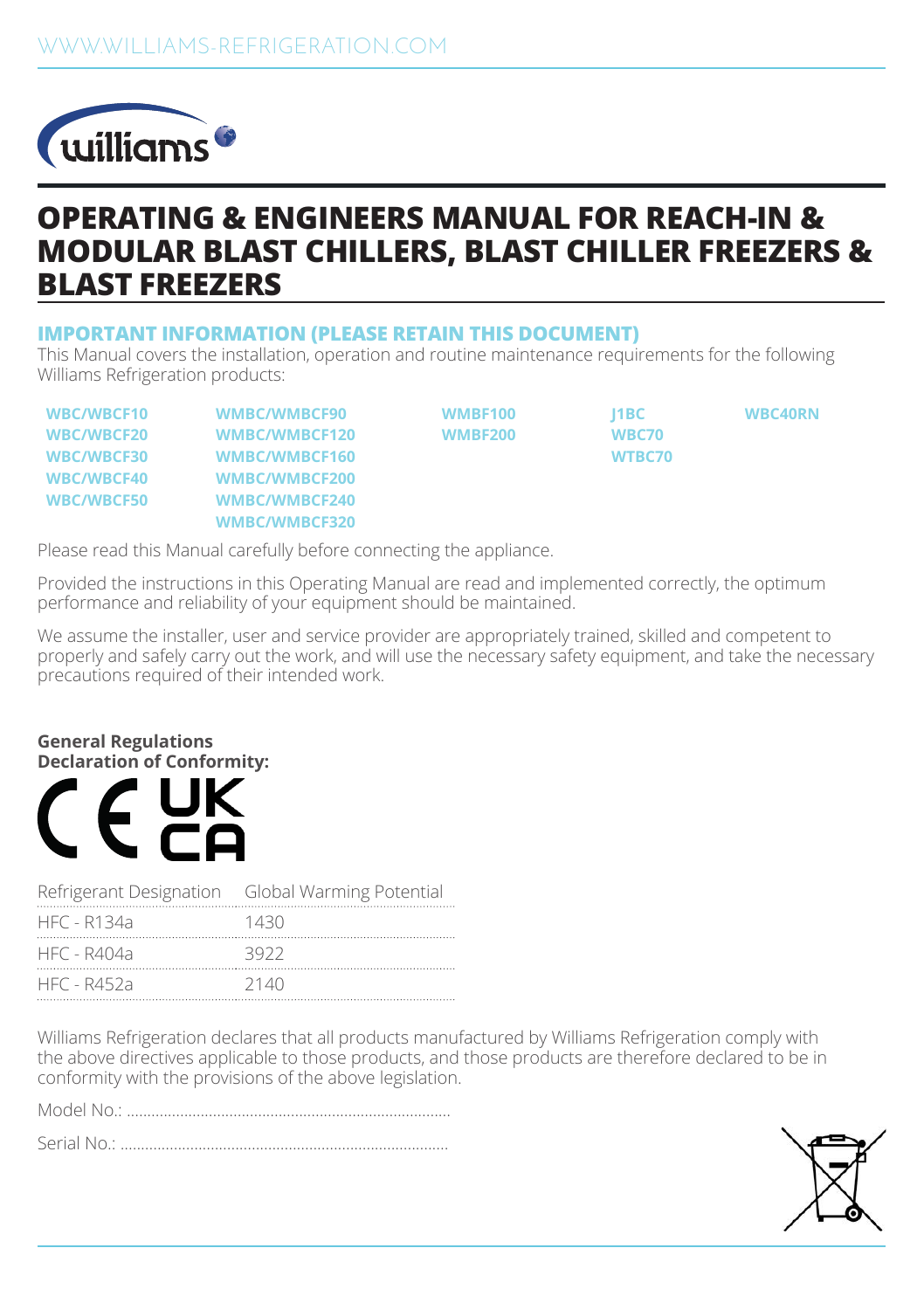WWW.WILLIAMS-REFRIGERATION.COM

# OPERATING & ENGINEERS MANUAL FOR REACH-IN & MODULAR BLAST CHILLERS, BLAST CHILLER FREEZERS & BLAST FREEZERS

## IMPORTANT INFORMATION (PLEASE RETAIN THIS DOCUMENT)

This Manual covers the installation, operation and routine maintenance requirements for the following Williams Refrigeration products:

| | | | | |
|---|---|---|---|---|
| **WBC/WBCF10** | **WMBC/WMBCF90** | **WMBF100** | **J1BC** | **WBC40RN** |
| **WBC/WBCF20** | **WMBC/WMBCF120** | **WMBF200** | **WBC70** | |
| **WBC/WBCF30** | **WMBC/WMBCF160** | | **WTBC70** | |
| **WBC/WBCF40** | **WMBC/WMBCF200** | | | |
| **WBC/WBCF50** | **WMBC/WMBCF240** | | | |
| | **WMBC/WMBCF320** | | | |

Please read this Manual carefully before connecting the appliance.

Provided the instructions in this Operating Manual are read and implemented correctly, the optimum performance and reliability of your equipment should be maintained.

We assume the installer, user and service provider are appropriately trained, skilled and competent to properly and safely carry out the work, and will use the necessary safety equipment, and take the necessary precautions required of their intended work.

**General Regulations**
**Declaration of Conformity:**

CE UKCA

| Refrigerant Designation | Global Warming Potential |
|---|---|
| HFC - R134a | 1430 |
| HFC - R404a | 3922 |
| HFC - R452a | 2140 |

Williams Refrigeration declares that all products manufactured by Williams Refrigeration comply with the above directives applicable to those products, and those products are therefore declared to be in conformity with the provisions of the above legislation.

Model No.: ...............................................................................

Serial No.: ...............................................................................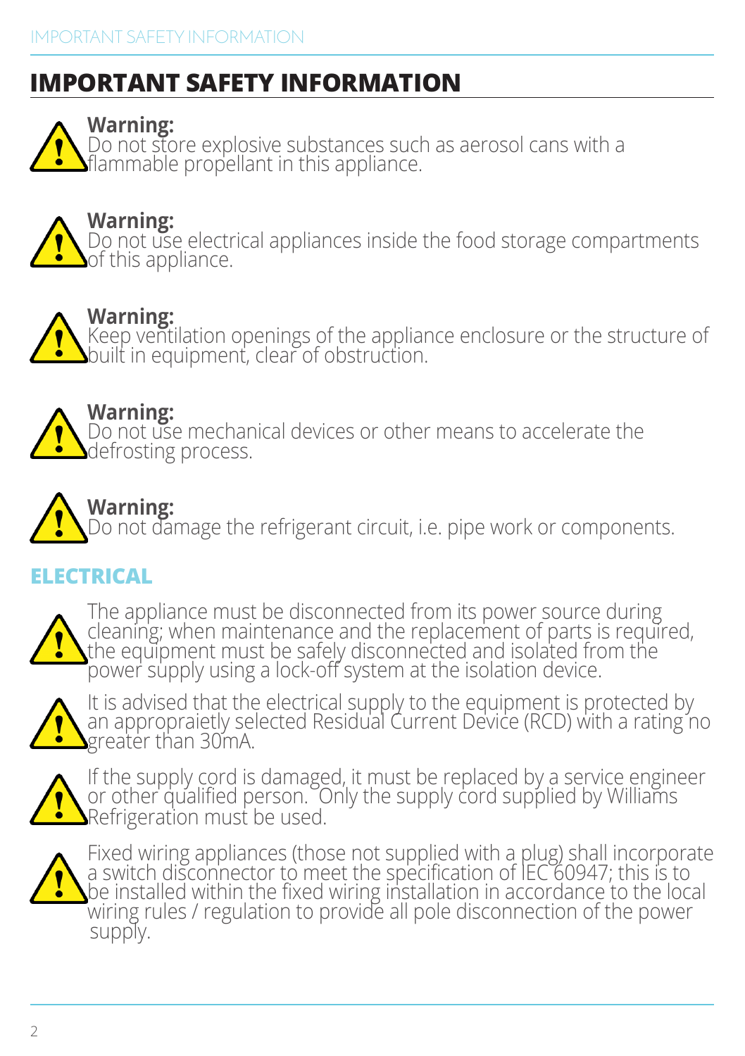# IMPORTANT SAFETY INFORMATION

**Warning:**
Do not store explosive substances such as aerosol cans with a flammable propellant in this appliance.

**Warning:**
Do not use electrical appliances inside the food storage compartments of this appliance.

**Warning:**
Keep ventilation openings of the appliance enclosure or the structure of built in equipment, clear of obstruction.

**Warning:**
Do not use mechanical devices or other means to accelerate the defrosting process.

**Warning:**
Do not damage the refrigerant circuit, i.e. pipe work or components.

## ELECTRICAL

The appliance must be disconnected from its power source during cleaning; when maintenance and the replacement of parts is required, the equipment must be safely disconnected and isolated from the power supply using a lock-off system at the isolation device.

It is advised that the electrical supply to the equipment is protected by an appropraietly selected Residual Current Device (RCD) with a rating no greater than 30mA.

If the supply cord is damaged, it must be replaced by a service engineer or other qualified person. Only the supply cord supplied by Williams Refrigeration must be used.

Fixed wiring appliances (those not supplied with a plug) shall incorporate a switch disconnector to meet the specification of IEC 60947; this is to be installed within the fixed wiring installation in accordance to the local wiring rules / regulation to provide all pole disconnection of the power supply.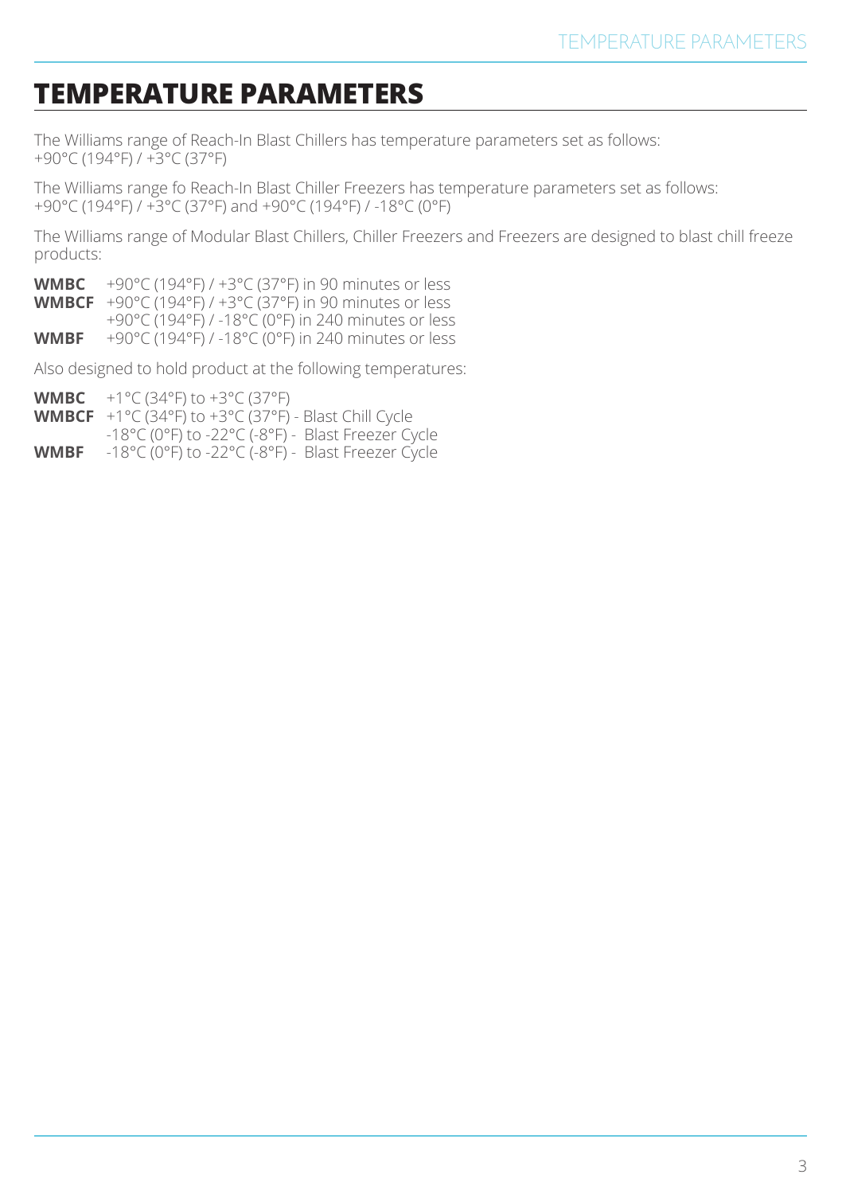# TEMPERATURE PARAMETERS

The Williams range of Reach-In Blast Chillers has temperature parameters set as follows:
+90°C (194°F) / +3°C (37°F)

The Williams range fo Reach-In Blast Chiller Freezers has temperature parameters set as follows:
+90°C (194°F) / +3°C (37°F) and +90°C (194°F) / -18°C (0°F)

The Williams range of Modular Blast Chillers, Chiller Freezers and Freezers are designed to blast chill freeze products:

**WMBC** +90°C (194°F) / +3°C (37°F) in 90 minutes or less
**WMBCF** +90°C (194°F) / +3°C (37°F) in 90 minutes or less
+90°C (194°F) / -18°C (0°F) in 240 minutes or less
**WMBF** +90°C (194°F) / -18°C (0°F) in 240 minutes or less

Also designed to hold product at the following temperatures:

**WMBC** +1°C (34°F) to +3°C (37°F)
**WMBCF** +1°C (34°F) to +3°C (37°F) - Blast Chill Cycle
-18°C (0°F) to -22°C (-8°F) - Blast Freezer Cycle
**WMBF** -18°C (0°F) to -22°C (-8°F) - Blast Freezer Cycle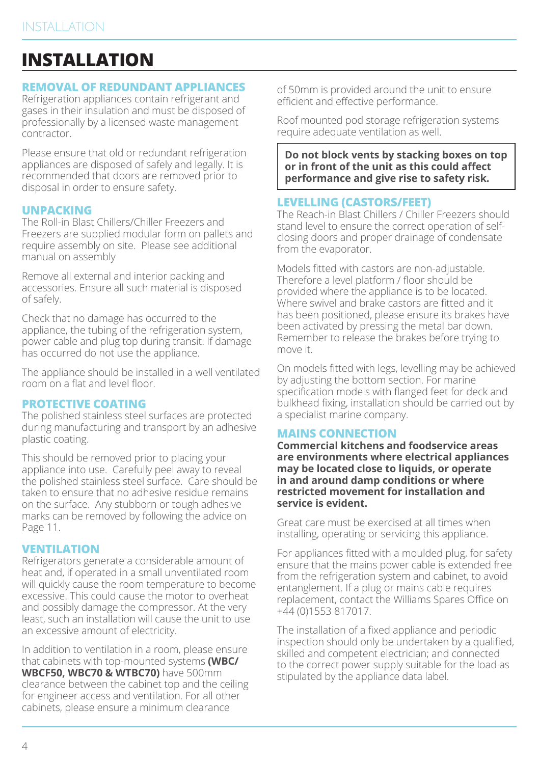# INSTALLATION

## REMOVAL OF REDUNDANT APPLIANCES

Refrigeration appliances contain refrigerant and gases in their insulation and must be disposed of professionally by a licensed waste management contractor.

Please ensure that old or redundant refrigeration appliances are disposed of safely and legally. It is recommended that doors are removed prior to disposal in order to ensure safety.

## UNPACKING

The Roll-in Blast Chillers/Chiller Freezers and Freezers are supplied modular form on pallets and require assembly on site. Please see additional manual on assembly

Remove all external and interior packing and accessories. Ensure all such material is disposed of safely.

Check that no damage has occurred to the appliance, the tubing of the refrigeration system, power cable and plug top during transit. If damage has occurred do not use the appliance.

The appliance should be installed in a well ventilated room on a flat and level floor.

## PROTECTIVE COATING

The polished stainless steel surfaces are protected during manufacturing and transport by an adhesive plastic coating.

This should be removed prior to placing your appliance into use. Carefully peel away to reveal the polished stainless steel surface. Care should be taken to ensure that no adhesive residue remains on the surface. Any stubborn or tough adhesive marks can be removed by following the advice on Page 11.

## VENTILATION

Refrigerators generate a considerable amount of heat and, if operated in a small unventilated room will quickly cause the room temperature to become excessive. This could cause the motor to overheat and possibly damage the compressor. At the very least, such an installation will cause the unit to use an excessive amount of electricity.

In addition to ventilation in a room, please ensure that cabinets with top-mounted systems **(WBC/WBCF50, WBC70 & WTBC70)** have 500mm clearance between the cabinet top and the ceiling for engineer access and ventilation. For all other cabinets, please ensure a minimum clearance of 50mm is provided around the unit to ensure efficient and effective performance.

Roof mounted pod storage refrigeration systems require adequate ventilation as well.

**Do not block vents by stacking boxes on top or in front of the unit as this could affect performance and give rise to safety risk.**

## LEVELLING (CASTORS/FEET)

The Reach-in Blast Chillers / Chiller Freezers should stand level to ensure the correct operation of self-closing doors and proper drainage of condensate from the evaporator.

Models fitted with castors are non-adjustable. Therefore a level platform / floor should be provided where the appliance is to be located. Where swivel and brake castors are fitted and it has been positioned, please ensure its brakes have been activated by pressing the metal bar down. Remember to release the brakes before trying to move it.

On models fitted with legs, levelling may be achieved by adjusting the bottom section. For marine specification models with flanged feet for deck and bulkhead fixing, installation should be carried out by a specialist marine company.

## MAINS CONNECTION

**Commercial kitchens and foodservice areas are environments where electrical appliances may be located close to liquids, or operate in and around damp conditions or where restricted movement for installation and service is evident.**

Great care must be exercised at all times when installing, operating or servicing this appliance.

For appliances fitted with a moulded plug, for safety ensure that the mains power cable is extended free from the refrigeration system and cabinet, to avoid entanglement. If a plug or mains cable requires replacement, contact the Williams Spares Office on +44 (0)1553 817017.

The installation of a fixed appliance and periodic inspection should only be undertaken by a qualified, skilled and competent electrician; and connected to the correct power supply suitable for the load as stipulated by the appliance data label.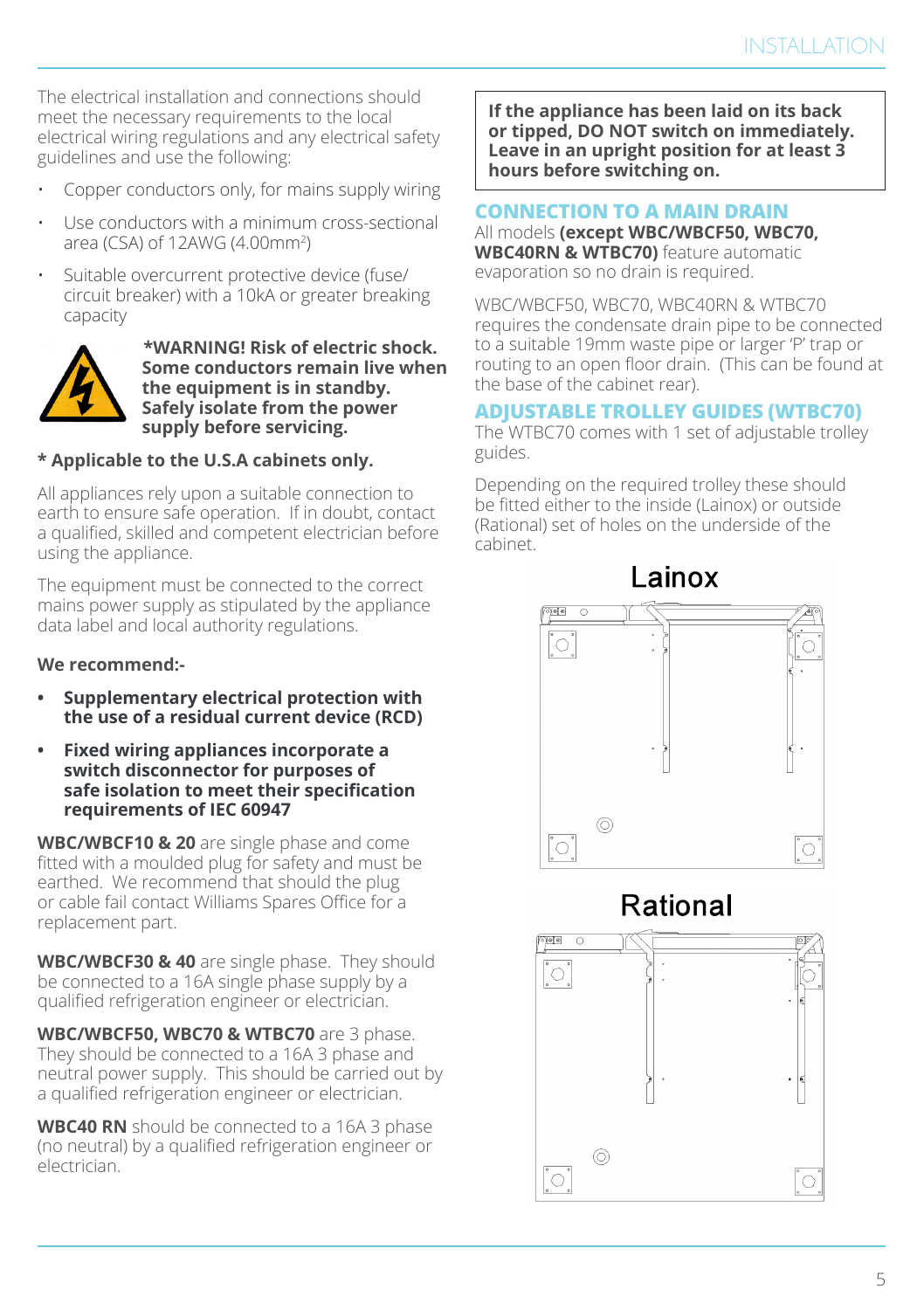The electrical installation and connections should meet the necessary requirements to the local electrical wiring regulations and any electrical safety guidelines and use the following:

- Copper conductors only, for mains supply wiring
- Use conductors with a minimum cross-sectional area (CSA) of 12AWG (4.00mm$^2$)
- Suitable overcurrent protective device (fuse/circuit breaker) with a 10kA or greater breaking capacity

**\*WARNING! Risk of electric shock. Some conductors remain live when the equipment is in standby. Safely isolate from the power supply before servicing.**

**\* Applicable to the U.S.A cabinets only.**

All appliances rely upon a suitable connection to earth to ensure safe operation. If in doubt, contact a qualified, skilled and competent electrician before using the appliance.

The equipment must be connected to the correct mains power supply as stipulated by the appliance data label and local authority regulations.

**We recommend:-**

- **Supplementary electrical protection with the use of a residual current device (RCD)**
- **Fixed wiring appliances incorporate a switch disconnector for purposes of safe isolation to meet their specification requirements of IEC 60947**

**WBC/WBCF10 & 20** are single phase and come fitted with a moulded plug for safety and must be earthed. We recommend that should the plug or cable fail contact Williams Spares Office for a replacement part.

**WBC/WBCF30 & 40** are single phase. They should be connected to a 16A single phase supply by a qualified refrigeration engineer or electrician.

**WBC/WBCF50, WBC70 & WTBC70** are 3 phase. They should be connected to a 16A 3 phase and neutral power supply. This should be carried out by a qualified refrigeration engineer or electrician.

**WBC40 RN** should be connected to a 16A 3 phase (no neutral) by a qualified refrigeration engineer or electrician.

**If the appliance has been laid on its back or tipped, DO NOT switch on immediately. Leave in an upright position for at least 3 hours before switching on.**

## CONNECTION TO A MAIN DRAIN

All models **(except WBC/WBCF50, WBC70, WBC40RN & WTBC70)** feature automatic evaporation so no drain is required.

WBC/WBCF50, WBC70, WBC40RN & WTBC70 requires the condensate drain pipe to be connected to a suitable 19mm waste pipe or larger 'P' trap or routing to an open floor drain. (This can be found at the base of the cabinet rear).

## ADJUSTABLE TROLLEY GUIDES (WTBC70)

The WTBC70 comes with 1 set of adjustable trolley guides.

Depending on the required trolley these should be fitted either to the inside (Lainox) or outside (Rational) set of holes on the underside of the cabinet.

Lainox

Rational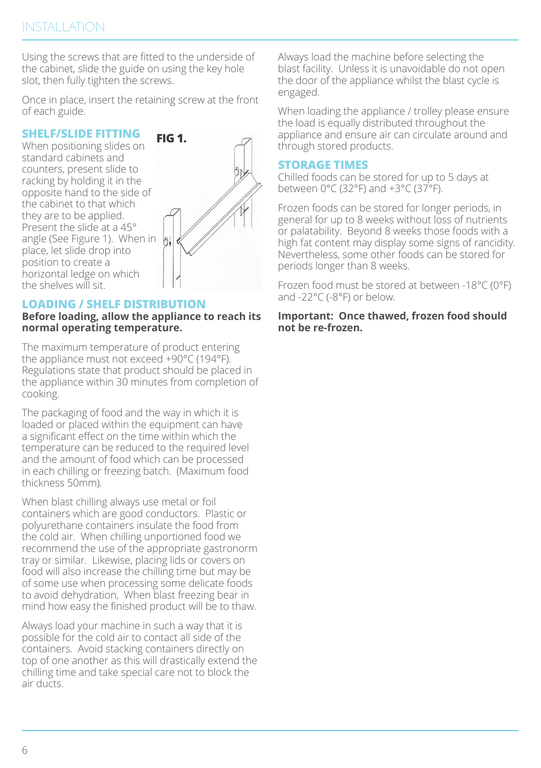Using the screws that are fitted to the underside of the cabinet, slide the guide on using the key hole slot, then fully tighten the screws.

Once in place, insert the retaining screw at the front of each guide.

## SHELF/SLIDE FITTING

When positioning slides on standard cabinets and counters, present slide to racking by holding it in the opposite hand to the side of the cabinet to that which they are to be applied. Present the slide at a 45° angle (See Figure 1). When in place, let slide drop into position to create a horizontal ledge on which the shelves will sit.

**FIG 1.**

## LOADING / SHELF DISTRIBUTION

**Before loading, allow the appliance to reach its normal operating temperature.**

The maximum temperature of product entering the appliance must not exceed +90°C (194°F). Regulations state that product should be placed in the appliance within 30 minutes from completion of cooking.

The packaging of food and the way in which it is loaded or placed within the equipment can have a significant effect on the time within which the temperature can be reduced to the required level and the amount of food which can be processed in each chilling or freezing batch. (Maximum food thickness 50mm).

When blast chilling always use metal or foil containers which are good conductors. Plastic or polyurethane containers insulate the food from the cold air. When chilling unportioned food we recommend the use of the appropriate gastronorm tray or similar. Likewise, placing lids or covers on food will also increase the chilling time but may be of some use when processing some delicate foods to avoid dehydration, When blast freezing bear in mind how easy the finished product will be to thaw.

Always load your machine in such a way that it is possible for the cold air to contact all side of the containers. Avoid stacking containers directly on top of one another as this will drastically extend the chilling time and take special care not to block the air ducts.

Always load the machine before selecting the blast facility. Unless it is unavoidable do not open the door of the appliance whilst the blast cycle is engaged.

When loading the appliance / trolley please ensure the load is equally distributed throughout the appliance and ensure air can circulate around and through stored products.

## STORAGE TIMES

Chilled foods can be stored for up to 5 days at between 0°C (32°F) and +3°C (37°F).

Frozen foods can be stored for longer periods, in general for up to 8 weeks without loss of nutrients or palatability. Beyond 8 weeks those foods with a high fat content may display some signs of rancidity. Nevertheless, some other foods can be stored for periods longer than 8 weeks.

Frozen food must be stored at between -18°C (0°F) and -22°C (-8°F) or below.

**Important: Once thawed, frozen food should not be re-frozen.**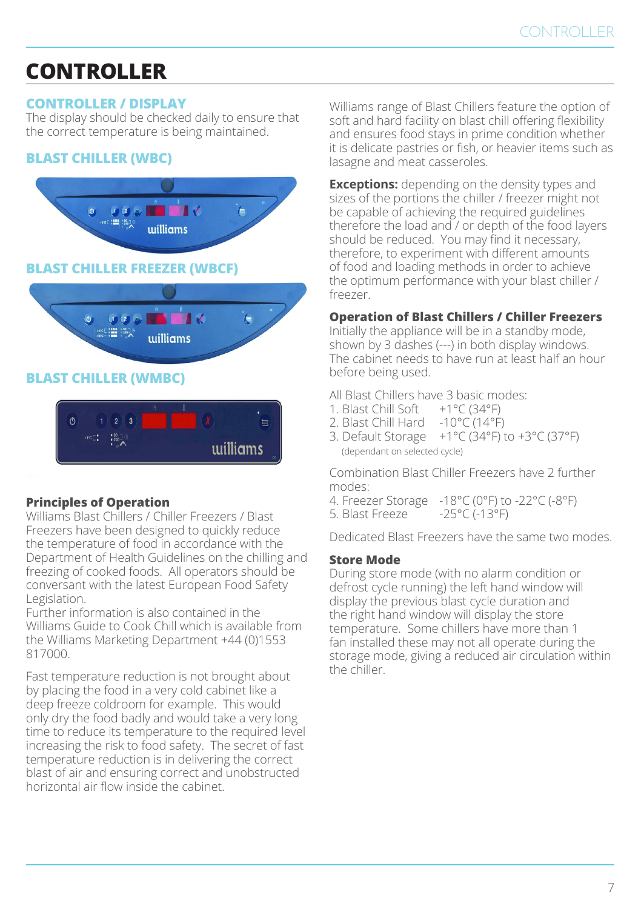# CONTROLLER

## CONTROLLER / DISPLAY

The display should be checked daily to ensure that the correct temperature is being maintained.

## BLAST CHILLER (WBC)

## BLAST CHILLER FREEZER (WBCF)

## BLAST CHILLER (WMBC)

### Principles of Operation

Williams Blast Chillers / Chiller Freezers / Blast Freezers have been designed to quickly reduce the temperature of food in accordance with the Department of Health Guidelines on the chilling and freezing of cooked foods. All operators should be conversant with the latest European Food Safety Legislation.
Further information is also contained in the Williams Guide to Cook Chill which is available from the Williams Marketing Department +44 (0)1553 817000.

Fast temperature reduction is not brought about by placing the food in a very cold cabinet like a deep freeze coldroom for example. This would only dry the food badly and would take a very long time to reduce its temperature to the required level increasing the risk to food safety. The secret of fast temperature reduction is in delivering the correct blast of air and ensuring correct and unobstructed horizontal air flow inside the cabinet.

Williams range of Blast Chillers feature the option of soft and hard facility on blast chill offering flexibility and ensures food stays in prime condition whether it is delicate pastries or fish, or heavier items such as lasagne and meat casseroles.

**Exceptions:** depending on the density types and sizes of the portions the chiller / freezer might not be capable of achieving the required guidelines therefore the load and / or depth of the food layers should be reduced. You may find it necessary, therefore, to experiment with different amounts of food and loading methods in order to achieve the optimum performance with your blast chiller / freezer.

### Operation of Blast Chillers / Chiller Freezers

Initially the appliance will be in a standby mode, shown by 3 dashes (---) in both display windows. The cabinet needs to have run at least half an hour before being used.

All Blast Chillers have 3 basic modes:

1. Blast Chill Soft +1°C (34°F)
2. Blast Chill Hard -10°C (14°F)
3. Default Storage +1°C (34°F) to +3°C (37°F)
   (dependant on selected cycle)

Combination Blast Chiller Freezers have 2 further modes:

4. Freezer Storage -18°C (0°F) to -22°C (-8°F)
5. Blast Freeze -25°C (-13°F)

Dedicated Blast Freezers have the same two modes.

### Store Mode

During store mode (with no alarm condition or defrost cycle running) the left hand window will display the previous blast cycle duration and the right hand window will display the store temperature. Some chillers have more than 1 fan installed these may not all operate during the storage mode, giving a reduced air circulation within the chiller.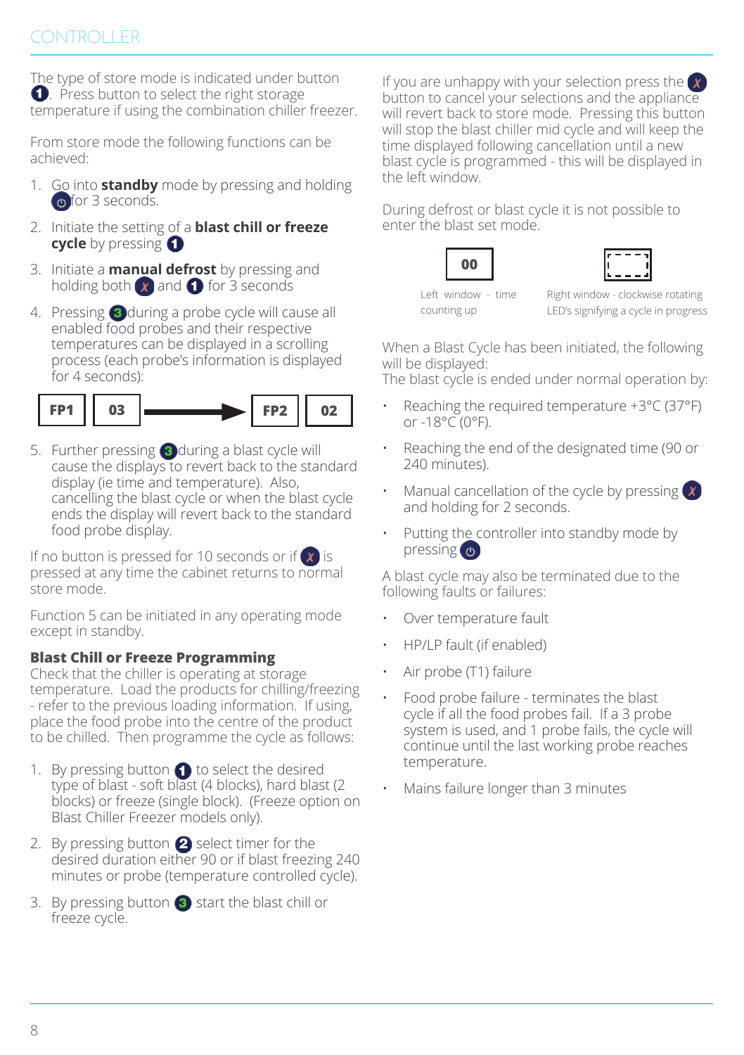# CONTROLLER

The type of store mode is indicated under button 1. Press button to select the right storage temperature if using the combination chiller freezer.

From store mode the following functions can be achieved:

1. Go into **standby** mode by pressing and holding ⏻ for 3 seconds.
2. Initiate the setting of a **blast chill or freeze cycle** by pressing 1
3. Initiate a **manual defrost** by pressing and holding both ✗ and 1 for 3 seconds
4. Pressing 3 during a probe cycle will cause all enabled food probes and their respective temperatures can be displayed in a scrolling process (each probe's information is displayed for 4 seconds):

| FP1 | 03 | → | FP2 | 02 |
|---|---|---|---|---|

5. Further pressing 3 during a blast cycle will cause the displays to revert back to the standard display (ie time and temperature). Also, cancelling the blast cycle or when the blast cycle ends the display will revert back to the standard food probe display.

If no button is pressed for 10 seconds or if ✗ is pressed at any time the cabinet returns to normal store mode.

Function 5 can be initiated in any operating mode except in standby.

**Blast Chill or Freeze Programming**

Check that the chiller is operating at storage temperature. Load the products for chilling/freezing - refer to the previous loading information. If using, place the food probe into the centre of the product to be chilled. Then programme the cycle as follows:

1. By pressing button 1 to select the desired type of blast - soft blast (4 blocks), hard blast (2 blocks) or freeze (single block). (Freeze option on Blast Chiller Freezer models only).
2. By pressing button 2 select timer for the desired duration either 90 or if blast freezing 240 minutes or probe (temperature controlled cycle).
3. By pressing button 3 start the blast chill or freeze cycle.

If you are unhappy with your selection press the ✗ button to cancel your selections and the appliance will revert back to store mode. Pressing this button will stop the blast chiller mid cycle and will keep the time displayed following cancellation until a new blast cycle is programmed - this will be displayed in the left window.

During defrost or blast cycle it is not possible to enter the blast set mode.

| 00 | ⌜ ⌟ |
|---|---|
| Left window - time counting up | Right window - clockwise rotating LED's signifying a cycle in progress |

When a Blast Cycle has been initiated, the following will be displayed:

The blast cycle is ended under normal operation by:

- Reaching the required temperature +3°C (37°F) or -18°C (0°F).
- Reaching the end of the designated time (90 or 240 minutes).
- Manual cancellation of the cycle by pressing ✗ and holding for 2 seconds.
- Putting the controller into standby mode by pressing ⏻

A blast cycle may also be terminated due to the following faults or failures:

- Over temperature fault
- HP/LP fault (if enabled)
- Air probe (T1) failure
- Food probe failure - terminates the blast cycle if all the food probes fail. If a 3 probe system is used, and 1 probe fails, the cycle will continue until the last working probe reaches temperature.
- Mains failure longer than 3 minutes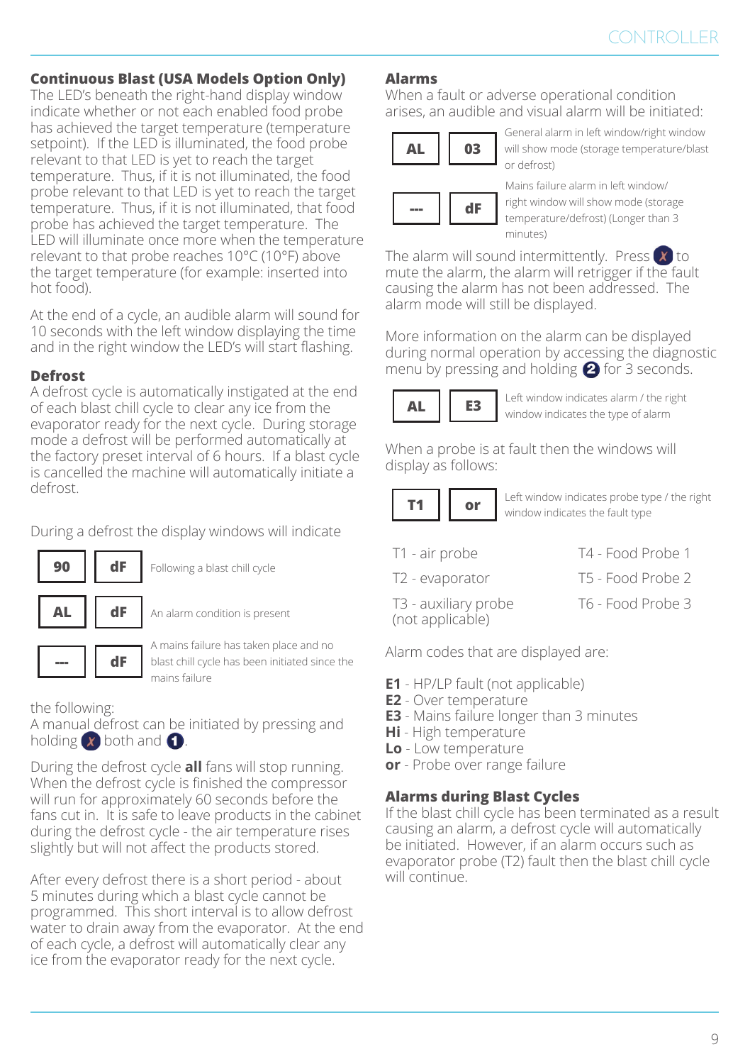## Continuous Blast (USA Models Option Only)

The LED's beneath the right-hand display window indicate whether or not each enabled food probe has achieved the target temperature (temperature setpoint). If the LED is illuminated, the food probe relevant to that LED is yet to reach the target temperature. Thus, if it is not illuminated, the food probe relevant to that LED is yet to reach the target temperature. Thus, if it is not illuminated, that food probe has achieved the target temperature. The LED will illuminate once more when the temperature relevant to that probe reaches 10°C (10°F) above the target temperature (for example: inserted into hot food).

At the end of a cycle, an audible alarm will sound for 10 seconds with the left window displaying the time and in the right window the LED's will start flashing.

## Defrost

A defrost cycle is automatically instigated at the end of each blast chill cycle to clear any ice from the evaporator ready for the next cycle. During storage mode a defrost will be performed automatically at the factory preset interval of 6 hours. If a blast cycle is cancelled the machine will automatically initiate a defrost.

During a defrost the display windows will indicate

| Left | Right | |
|---|---|---|
| 90 | dF | Following a blast chill cycle |
| AL | dF | An alarm condition is present |
| --- | dF | A mains failure has taken place and no blast chill cycle has been initiated since the mains failure |

the following:

A manual defrost can be initiated by pressing and holding ✗ both and 1.

During the defrost cycle **all** fans will stop running. When the defrost cycle is finished the compressor will run for approximately 60 seconds before the fans cut in. It is safe to leave products in the cabinet during the defrost cycle - the air temperature rises slightly but will not affect the products stored.

After every defrost there is a short period - about 5 minutes during which a blast cycle cannot be programmed. This short interval is to allow defrost water to drain away from the evaporator. At the end of each cycle, a defrost will automatically clear any ice from the evaporator ready for the next cycle.

## Alarms

When a fault or adverse operational condition arises, an audible and visual alarm will be initiated:

| Left | Right | |
|---|---|---|
| AL | 03 | General alarm in left window/right window will show mode (storage temperature/blast or defrost) |
| --- | dF | Mains failure alarm in left window/ right window will show mode (storage temperature/defrost) (Longer than 3 minutes) |

The alarm will sound intermittently. Press ✗ to mute the alarm, the alarm will retrigger if the fault causing the alarm has not been addressed. The alarm mode will still be displayed.

More information on the alarm can be displayed during normal operation by accessing the diagnostic menu by pressing and holding 2 for 3 seconds.

| Left | Right | |
|---|---|---|
| AL | E3 | Left window indicates alarm / the right window indicates the type of alarm |

When a probe is at fault then the windows will display as follows:

| Left | Right | |
|---|---|---|
| T1 | or | Left window indicates probe type / the right window indicates the fault type |

| | |
|---|---|
| T1 - air probe | T4 - Food Probe 1 |
| T2 - evaporator | T5 - Food Probe 2 |
| T3 - auxiliary probe (not applicable) | T6 - Food Probe 3 |

Alarm codes that are displayed are:

**E1** - HP/LP fault (not applicable)
**E2** - Over temperature
**E3** - Mains failure longer than 3 minutes
**Hi** - High temperature
**Lo** - Low temperature
**or** - Probe over range failure

## Alarms during Blast Cycles

If the blast chill cycle has been terminated as a result causing an alarm, a defrost cycle will automatically be initiated. However, if an alarm occurs such as evaporator probe (T2) fault then the blast chill cycle will continue.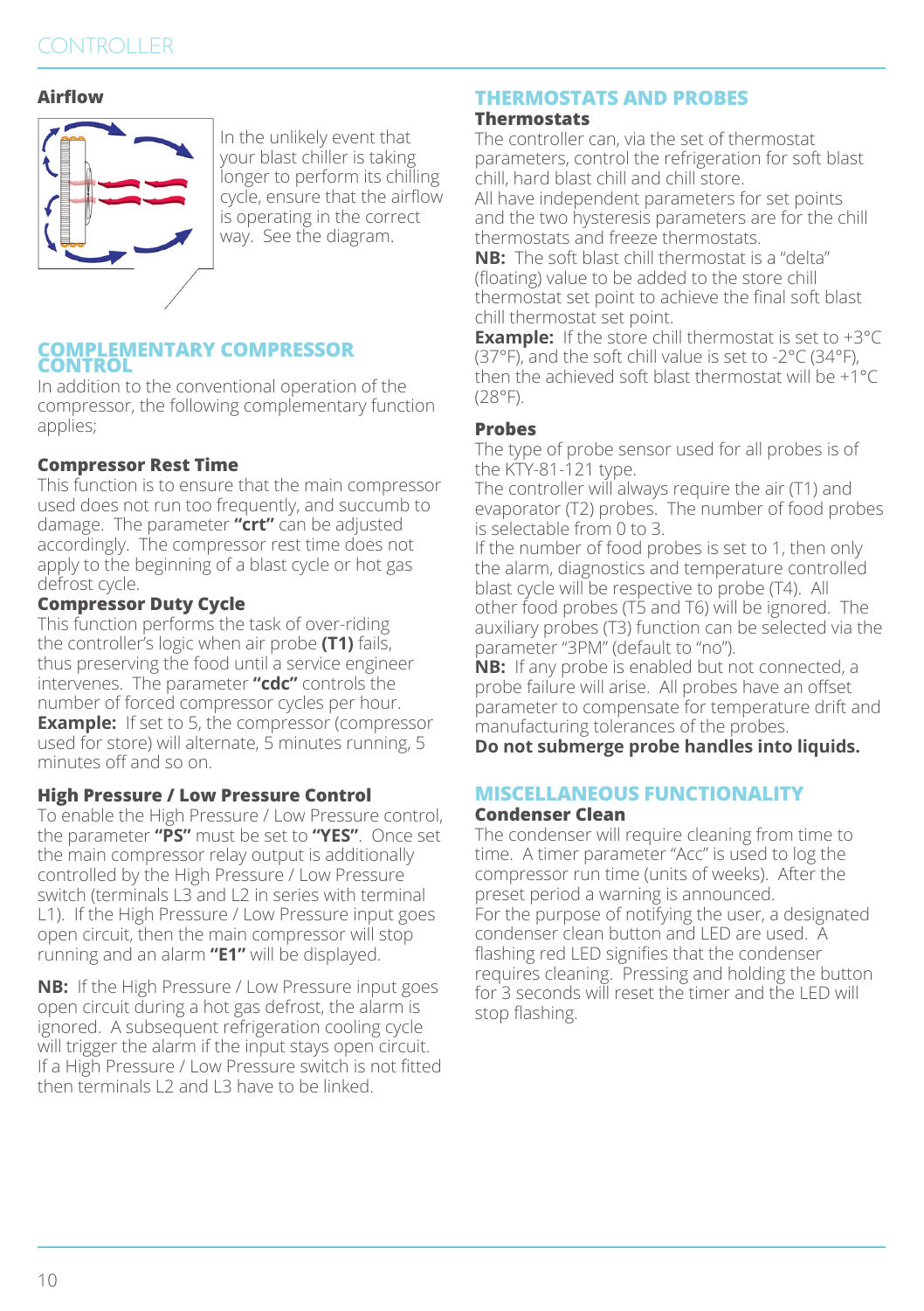## Airflow

In the unlikely event that your blast chiller is taking longer to perform its chilling cycle, ensure that the airflow is operating in the correct way. See the diagram.

## COMPLEMENTARY COMPRESSOR CONTROL

In addition to the conventional operation of the compressor, the following complementary function applies;

### Compressor Rest Time

This function is to ensure that the main compressor used does not run too frequently, and succumb to damage. The parameter **"crt"** can be adjusted accordingly. The compressor rest time does not apply to the beginning of a blast cycle or hot gas defrost cycle.

### Compressor Duty Cycle

This function performs the task of over-riding the controller's logic when air probe **(T1)** fails, thus preserving the food until a service engineer intervenes. The parameter **"cdc"** controls the number of forced compressor cycles per hour.
**Example:** If set to 5, the compressor (compressor used for store) will alternate, 5 minutes running, 5 minutes off and so on.

### High Pressure / Low Pressure Control

To enable the High Pressure / Low Pressure control, the parameter **"PS"** must be set to **"YES"**. Once set the main compressor relay output is additionally controlled by the High Pressure / Low Pressure switch (terminals L3 and L2 in series with terminal L1). If the High Pressure / Low Pressure input goes open circuit, then the main compressor will stop running and an alarm **"E1"** will be displayed.

**NB:** If the High Pressure / Low Pressure input goes open circuit during a hot gas defrost, the alarm is ignored. A subsequent refrigeration cooling cycle will trigger the alarm if the input stays open circuit. If a High Pressure / Low Pressure switch is not fitted then terminals L2 and L3 have to be linked.

## THERMOSTATS AND PROBES

### Thermostats

The controller can, via the set of thermostat parameters, control the refrigeration for soft blast chill, hard blast chill and chill store.
All have independent parameters for set points and the two hysteresis parameters are for the chill thermostats and freeze thermostats.
**NB:** The soft blast chill thermostat is a "delta" (floating) value to be added to the store chill thermostat set point to achieve the final soft blast chill thermostat set point.
**Example:** If the store chill thermostat is set to +3°C (37°F), and the soft chill value is set to -2°C (34°F), then the achieved soft blast thermostat will be +1°C (28°F).

### Probes

The type of probe sensor used for all probes is of the KTY-81-121 type.
The controller will always require the air (T1) and evaporator (T2) probes. The number of food probes is selectable from 0 to 3.
If the number of food probes is set to 1, then only the alarm, diagnostics and temperature controlled blast cycle will be respective to probe (T4). All other food probes (T5 and T6) will be ignored. The auxiliary probes (T3) function can be selected via the parameter "3PM" (default to "no").
**NB:** If any probe is enabled but not connected, a probe failure will arise. All probes have an offset parameter to compensate for temperature drift and manufacturing tolerances of the probes.
**Do not submerge probe handles into liquids.**

## MISCELLANEOUS FUNCTIONALITY

### Condenser Clean

The condenser will require cleaning from time to time. A timer parameter "Acc" is used to log the compressor run time (units of weeks). After the preset period a warning is announced.
For the purpose of notifying the user, a designated condenser clean button and LED are used. A flashing red LED signifies that the condenser requires cleaning. Pressing and holding the button for 3 seconds will reset the timer and the LED will stop flashing.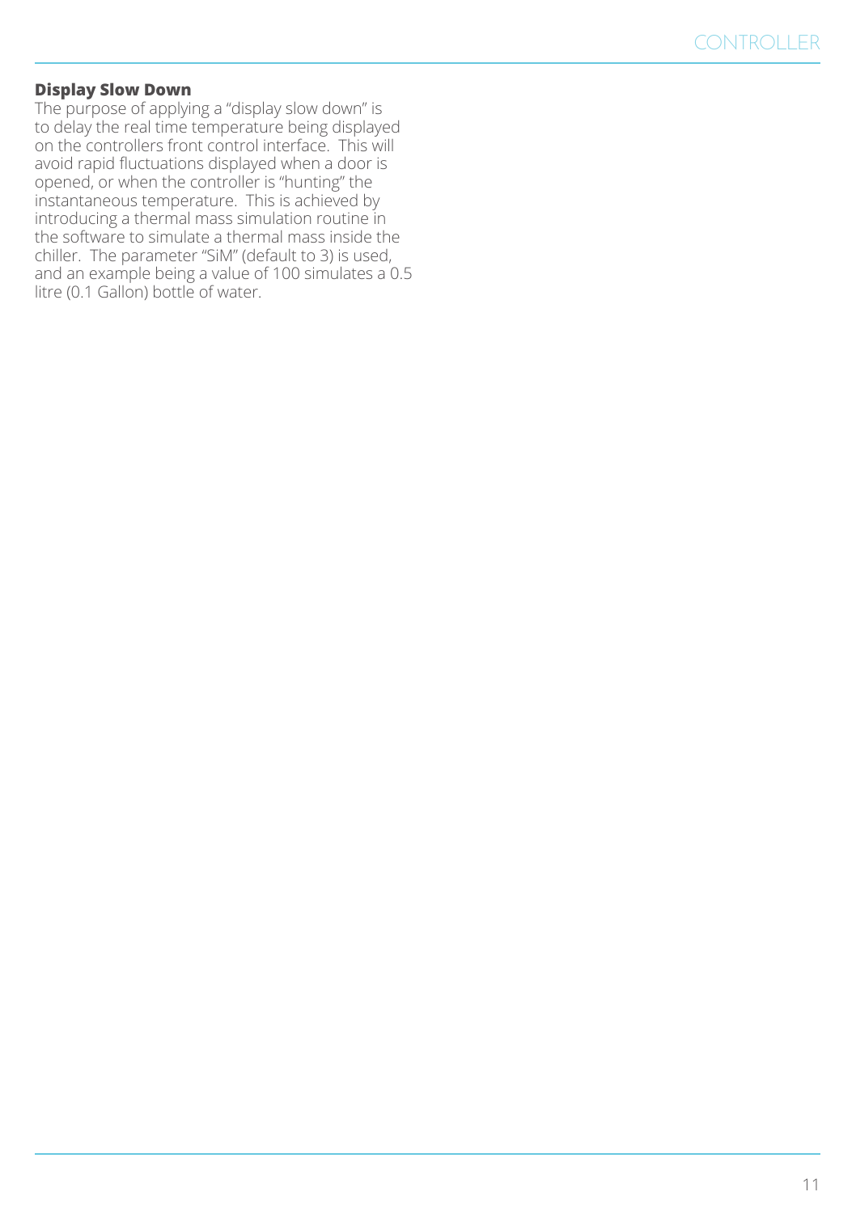### Display Slow Down

The purpose of applying a “display slow down” is to delay the real time temperature being displayed on the controllers front control interface. This will avoid rapid fluctuations displayed when a door is opened, or when the controller is “hunting” the instantaneous temperature. This is achieved by introducing a thermal mass simulation routine in the software to simulate a thermal mass inside the chiller. The parameter “SiM” (default to 3) is used, and an example being a value of 100 simulates a 0.5 litre (0.1 Gallon) bottle of water.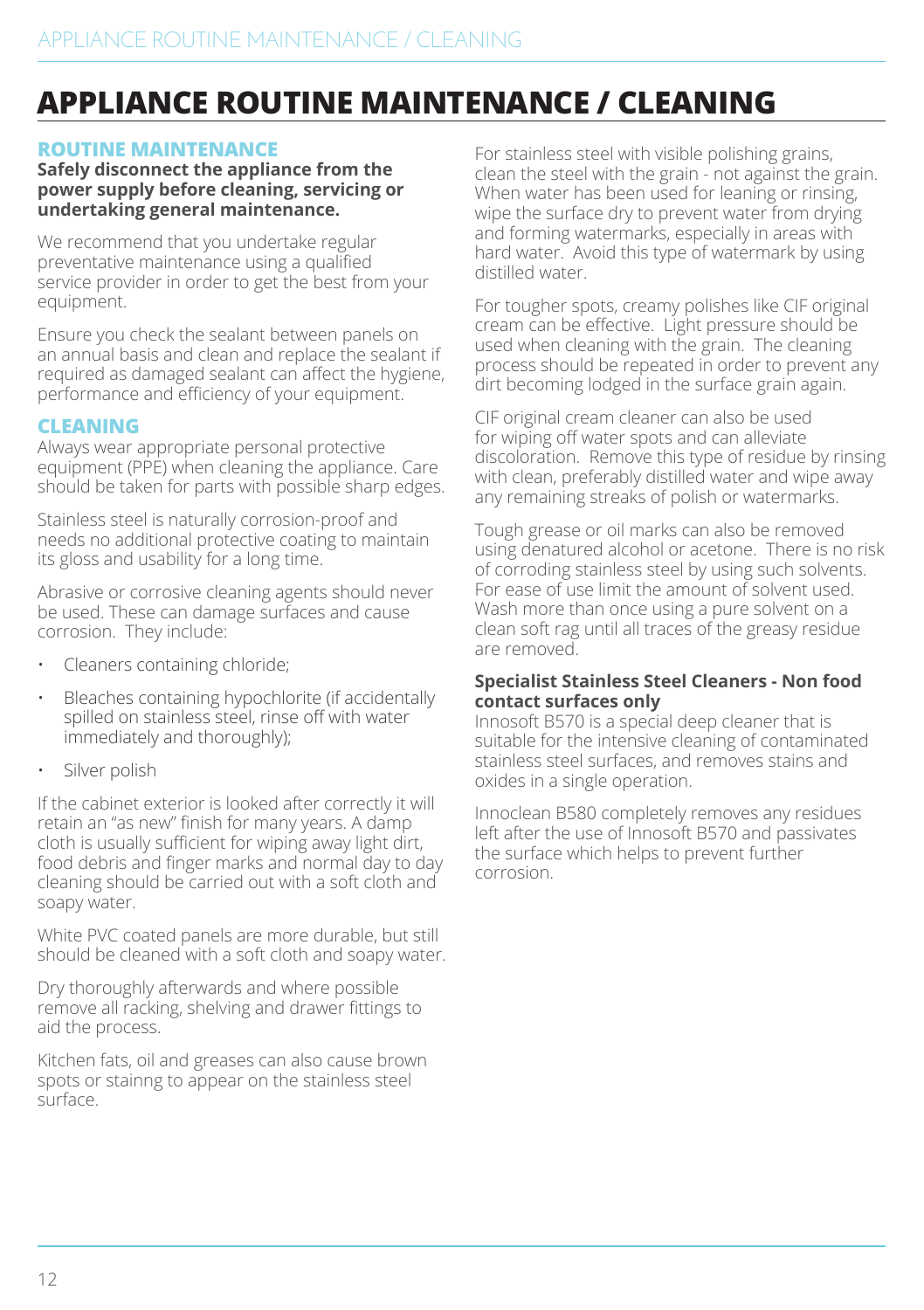# APPLIANCE ROUTINE MAINTENANCE / CLEANING

## ROUTINE MAINTENANCE

**Safely disconnect the appliance from the power supply before cleaning, servicing or undertaking general maintenance.**

We recommend that you undertake regular preventative maintenance using a qualified service provider in order to get the best from your equipment.

Ensure you check the sealant between panels on an annual basis and clean and replace the sealant if required as damaged sealant can affect the hygiene, performance and efficiency of your equipment.

## CLEANING

Always wear appropriate personal protective equipment (PPE) when cleaning the appliance. Care should be taken for parts with possible sharp edges.

Stainless steel is naturally corrosion-proof and needs no additional protective coating to maintain its gloss and usability for a long time.

Abrasive or corrosive cleaning agents should never be used. These can damage surfaces and cause corrosion. They include:

- Cleaners containing chloride;
- Bleaches containing hypochlorite (if accidentally spilled on stainless steel, rinse off with water immediately and thoroughly);
- Silver polish

If the cabinet exterior is looked after correctly it will retain an "as new" finish for many years. A damp cloth is usually sufficient for wiping away light dirt, food debris and finger marks and normal day to day cleaning should be carried out with a soft cloth and soapy water.

White PVC coated panels are more durable, but still should be cleaned with a soft cloth and soapy water.

Dry thoroughly afterwards and where possible remove all racking, shelving and drawer fittings to aid the process.

Kitchen fats, oil and greases can also cause brown spots or stainng to appear on the stainless steel surface.

For stainless steel with visible polishing grains, clean the steel with the grain - not against the grain. When water has been used for leaning or rinsing, wipe the surface dry to prevent water from drying and forming watermarks, especially in areas with hard water. Avoid this type of watermark by using distilled water.

For tougher spots, creamy polishes like CIF original cream can be effective. Light pressure should be used when cleaning with the grain. The cleaning process should be repeated in order to prevent any dirt becoming lodged in the surface grain again.

CIF original cream cleaner can also be used for wiping off water spots and can alleviate discoloration. Remove this type of residue by rinsing with clean, preferably distilled water and wipe away any remaining streaks of polish or watermarks.

Tough grease or oil marks can also be removed using denatured alcohol or acetone. There is no risk of corroding stainless steel by using such solvents. For ease of use limit the amount of solvent used. Wash more than once using a pure solvent on a clean soft rag until all traces of the greasy residue are removed.

**Specialist Stainless Steel Cleaners - Non food contact surfaces only**

Innosoft B570 is a special deep cleaner that is suitable for the intensive cleaning of contaminated stainless steel surfaces, and removes stains and oxides in a single operation.

Innoclean B580 completely removes any residues left after the use of Innosoft B570 and passivates the surface which helps to prevent further corrosion.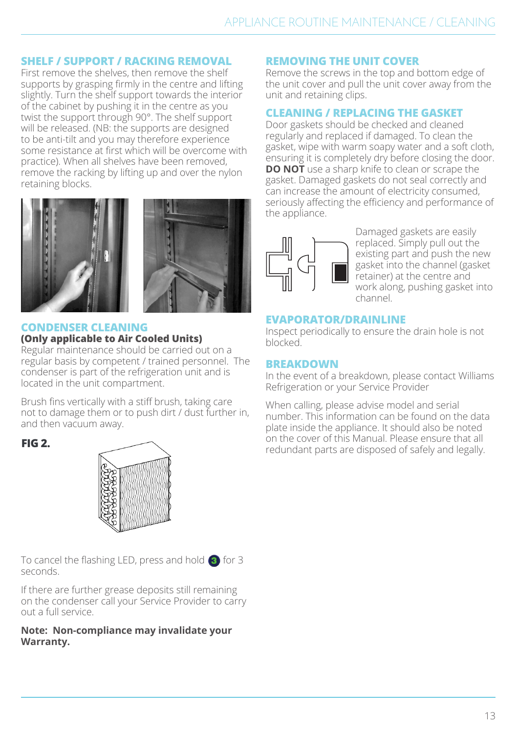## SHELF / SUPPORT / RACKING REMOVAL

First remove the shelves, then remove the shelf supports by grasping firmly in the centre and lifting slightly. Turn the shelf support towards the interior of the cabinet by pushing it in the centre as you twist the support through 90°. The shelf support will be released. (NB: the supports are designed to be anti-tilt and you may therefore experience some resistance at first which will be overcome with practice). When all shelves have been removed, remove the racking by lifting up and over the nylon retaining blocks.

## CONDENSER CLEANING

**(Only applicable to Air Cooled Units)**

Regular maintenance should be carried out on a regular basis by competent / trained personnel. The condenser is part of the refrigeration unit and is located in the unit compartment.

Brush fins vertically with a stiff brush, taking care not to damage them or to push dirt / dust further in, and then vacuum away.

**FIG 2.**

To cancel the flashing LED, press and hold 3 for 3 seconds.

If there are further grease deposits still remaining on the condenser call your Service Provider to carry out a full service.

**Note: Non-compliance may invalidate your Warranty.**

## REMOVING THE UNIT COVER

Remove the screws in the top and bottom edge of the unit cover and pull the unit cover away from the unit and retaining clips.

## CLEANING / REPLACING THE GASKET

Door gaskets should be checked and cleaned regularly and replaced if damaged. To clean the gasket, wipe with warm soapy water and a soft cloth, ensuring it is completely dry before closing the door. **DO NOT** use a sharp knife to clean or scrape the gasket. Damaged gaskets do not seal correctly and can increase the amount of electricity consumed, seriously affecting the efficiency and performance of the appliance.

Damaged gaskets are easily replaced. Simply pull out the existing part and push the new gasket into the channel (gasket retainer) at the centre and work along, pushing gasket into channel.

## EVAPORATOR/DRAINLINE

Inspect periodically to ensure the drain hole is not blocked.

## BREAKDOWN

In the event of a breakdown, please contact Williams Refrigeration or your Service Provider

When calling, please advise model and serial number. This information can be found on the data plate inside the appliance. It should also be noted on the cover of this Manual. Please ensure that all redundant parts are disposed of safely and legally.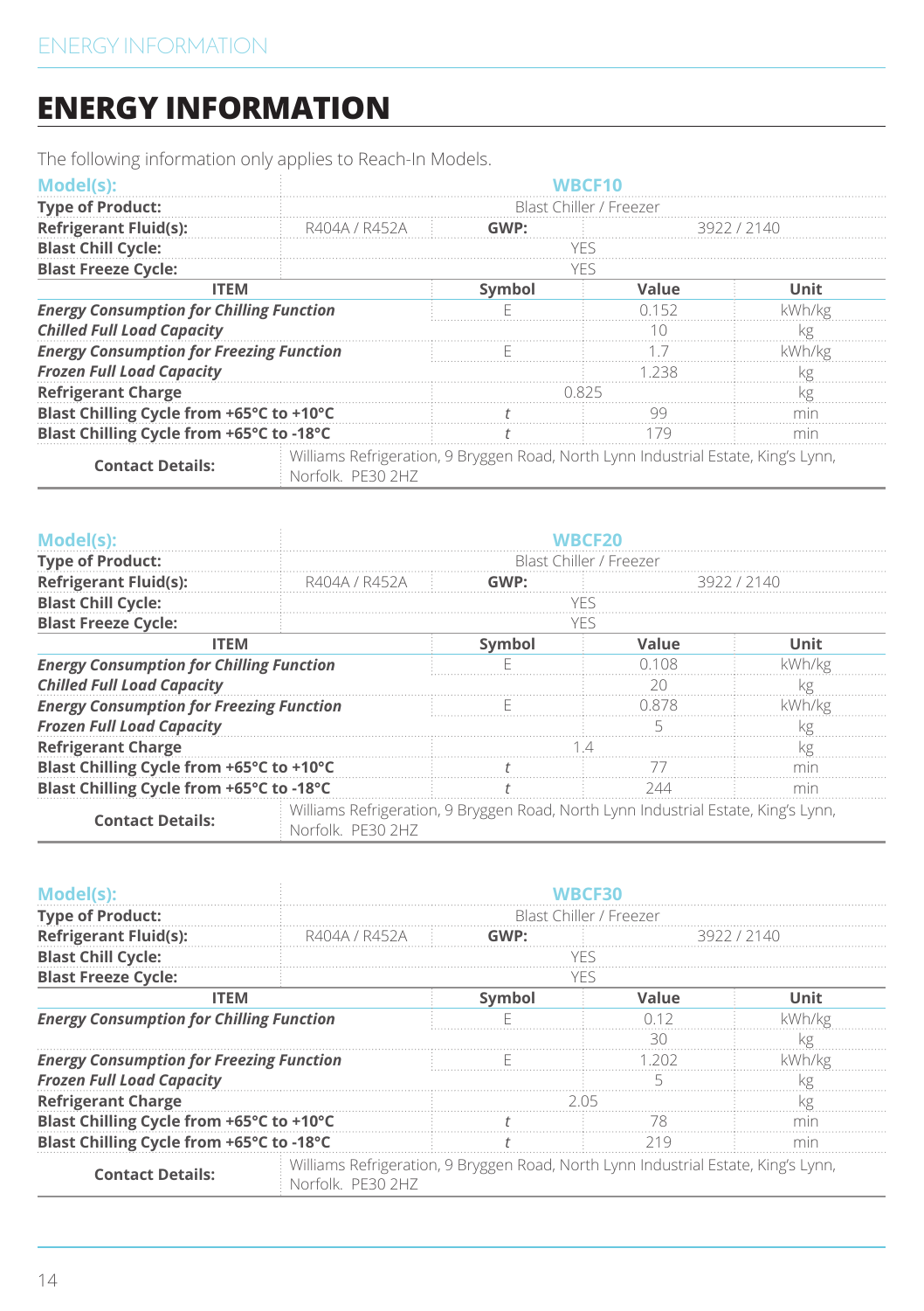# ENERGY INFORMATION

The following information only applies to Reach-In Models.

| **Model(s):** | **WBCF10** | | | |
|---|---|---|---|---|
| **Type of Product:** | Blast Chiller / Freezer | | | |
| **Refrigerant Fluid(s):** | R404A / R452A | **GWP:** | 3922 / 2140 | |
| **Blast Chill Cycle:** | YES | | | |
| **Blast Freeze Cycle:** | YES | | | |
| **ITEM** | | **Symbol** | **Value** | **Unit** |
| ***Energy Consumption for Chilling Function*** | | E | 0.152 | kWh/kg |
| ***Chilled Full Load Capacity*** | | | 10 | kg |
| ***Energy Consumption for Freezing Function*** | | E | 1.7 | kWh/kg |
| ***Frozen Full Load Capacity*** | | | 1.238 | kg |
| **Refrigerant Charge** | | 0.825 | | kg |
| **Blast Chilling Cycle from +65°C to +10°C** | | *t* | 99 | min |
| **Blast Chilling Cycle from +65°C to -18°C** | | *t* | 179 | min |
| **Contact Details:** | Williams Refrigeration, 9 Bryggen Road, North Lynn Industrial Estate, King's Lynn, Norfolk. PE30 2HZ | | | |

| **Model(s):** | **WBCF20** | | | |
|---|---|---|---|---|
| **Type of Product:** | Blast Chiller / Freezer | | | |
| **Refrigerant Fluid(s):** | R404A / R452A | **GWP:** | 3922 / 2140 | |
| **Blast Chill Cycle:** | YES | | | |
| **Blast Freeze Cycle:** | YES | | | |
| **ITEM** | | **Symbol** | **Value** | **Unit** |
| ***Energy Consumption for Chilling Function*** | | E | 0.108 | kWh/kg |
| ***Chilled Full Load Capacity*** | | | 20 | kg |
| ***Energy Consumption for Freezing Function*** | | E | 0.878 | kWh/kg |
| ***Frozen Full Load Capacity*** | | | 5 | kg |
| **Refrigerant Charge** | | 1.4 | | kg |
| **Blast Chilling Cycle from +65°C to +10°C** | | *t* | 77 | min |
| **Blast Chilling Cycle from +65°C to -18°C** | | *t* | 244 | min |
| **Contact Details:** | Williams Refrigeration, 9 Bryggen Road, North Lynn Industrial Estate, King's Lynn, Norfolk. PE30 2HZ | | | |

| **Model(s):** | **WBCF30** | | | |
|---|---|---|---|---|
| **Type of Product:** | Blast Chiller / Freezer | | | |
| **Refrigerant Fluid(s):** | R404A / R452A | **GWP:** | 3922 / 2140 | |
| **Blast Chill Cycle:** | YES | | | |
| **Blast Freeze Cycle:** | YES | | | |
| **ITEM** | | **Symbol** | **Value** | **Unit** |
| ***Energy Consumption for Chilling Function*** | | E | 0.12 | kWh/kg |
| | | | 30 | kg |
| ***Energy Consumption for Freezing Function*** | | E | 1.202 | kWh/kg |
| ***Frozen Full Load Capacity*** | | | 5 | kg |
| **Refrigerant Charge** | | 2.05 | | kg |
| **Blast Chilling Cycle from +65°C to +10°C** | | *t* | 78 | min |
| **Blast Chilling Cycle from +65°C to -18°C** | | *t* | 219 | min |
| **Contact Details:** | Williams Refrigeration, 9 Bryggen Road, North Lynn Industrial Estate, King's Lynn, Norfolk. PE30 2HZ | | | |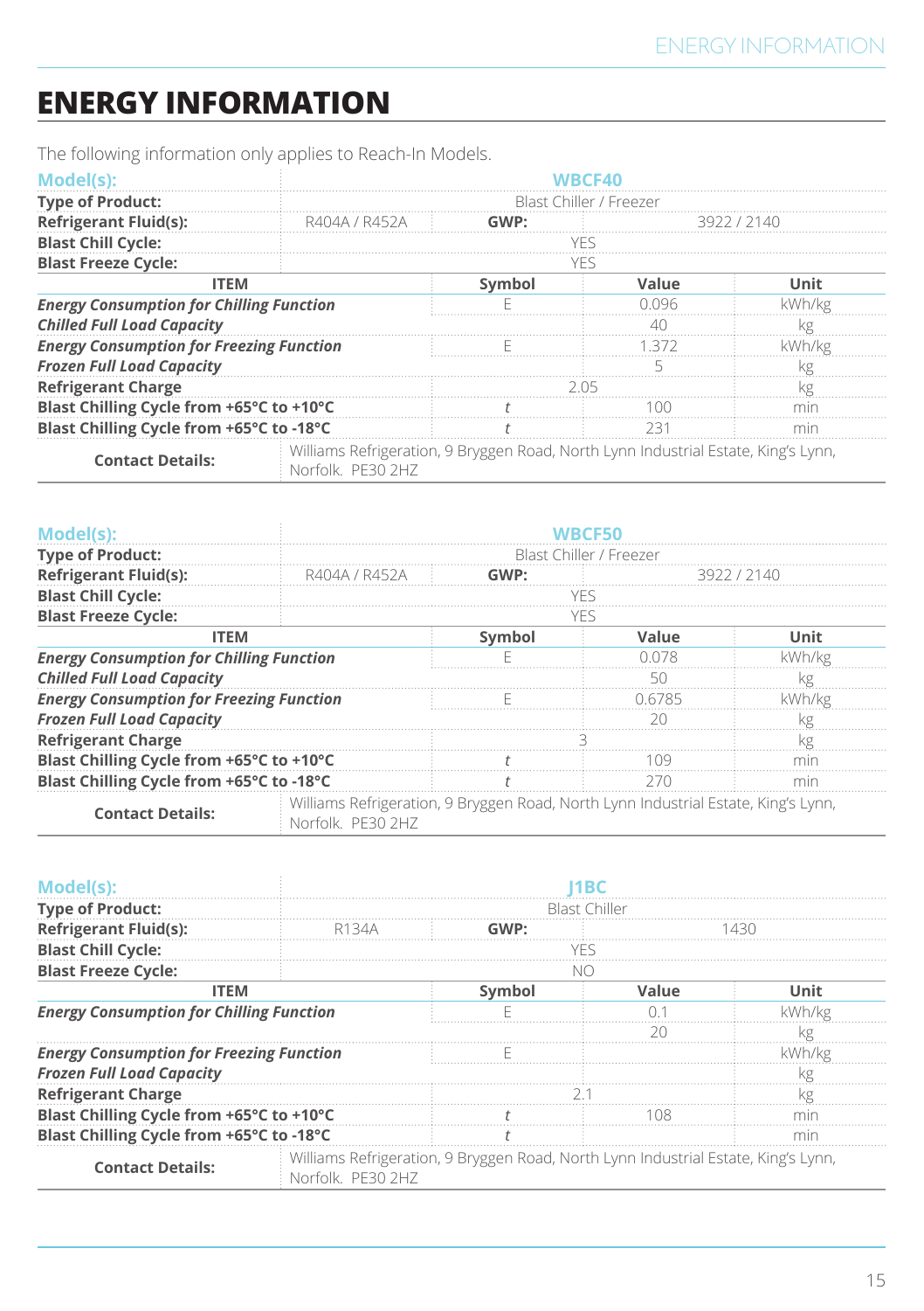# ENERGY INFORMATION

The following information only applies to Reach-In Models.

| Model(s): | WBCF40 | | | |
|---|---|---|---|---|
| Type of Product: | Blast Chiller / Freezer | | | |
| Refrigerant Fluid(s): | R404A / R452A | GWP: | 3922 / 2140 | |
| Blast Chill Cycle: | YES | | | |
| Blast Freeze Cycle: | YES | | | |
| ITEM | | Symbol | Value | Unit |
| ***Energy Consumption for Chilling Function*** | | E | 0.096 | kWh/kg |
| ***Chilled Full Load Capacity*** | | | 40 | kg |
| ***Energy Consumption for Freezing Function*** | | E | 1.372 | kWh/kg |
| ***Frozen Full Load Capacity*** | | | 5 | kg |
| **Refrigerant Charge** | | 2.05 | | kg |
| **Blast Chilling Cycle from +65°C to +10°C** | | *t* | 100 | min |
| **Blast Chilling Cycle from +65°C to -18°C** | | *t* | 231 | min |
| **Contact Details:** | Williams Refrigeration, 9 Bryggen Road, North Lynn Industrial Estate, King's Lynn, Norfolk. PE30 2HZ | | | |

| Model(s): | WBCF50 | | | |
|---|---|---|---|---|
| Type of Product: | Blast Chiller / Freezer | | | |
| Refrigerant Fluid(s): | R404A / R452A | GWP: | 3922 / 2140 | |
| Blast Chill Cycle: | YES | | | |
| Blast Freeze Cycle: | YES | | | |
| ITEM | | Symbol | Value | Unit |
| ***Energy Consumption for Chilling Function*** | | E | 0.078 | kWh/kg |
| ***Chilled Full Load Capacity*** | | | 50 | kg |
| ***Energy Consumption for Freezing Function*** | | E | 0.6785 | kWh/kg |
| ***Frozen Full Load Capacity*** | | | 20 | kg |
| **Refrigerant Charge** | | 3 | | kg |
| **Blast Chilling Cycle from +65°C to +10°C** | | *t* | 109 | min |
| **Blast Chilling Cycle from +65°C to -18°C** | | *t* | 270 | min |
| **Contact Details:** | Williams Refrigeration, 9 Bryggen Road, North Lynn Industrial Estate, King's Lynn, Norfolk. PE30 2HZ | | | |

| Model(s): | J1BC | | | |
|---|---|---|---|---|
| Type of Product: | Blast Chiller | | | |
| Refrigerant Fluid(s): | R134A | GWP: | 1430 | |
| Blast Chill Cycle: | YES | | | |
| Blast Freeze Cycle: | NO | | | |
| ITEM | | Symbol | Value | Unit |
| ***Energy Consumption for Chilling Function*** | | E | 0.1 | kWh/kg |
| | | | 20 | kg |
| ***Energy Consumption for Freezing Function*** | | E | | kWh/kg |
| ***Frozen Full Load Capacity*** | | | | kg |
| **Refrigerant Charge** | | 2.1 | | kg |
| **Blast Chilling Cycle from +65°C to +10°C** | | *t* | 108 | min |
| **Blast Chilling Cycle from +65°C to -18°C** | | *t* | | min |
| **Contact Details:** | Williams Refrigeration, 9 Bryggen Road, North Lynn Industrial Estate, King's Lynn, Norfolk. PE30 2HZ | | | |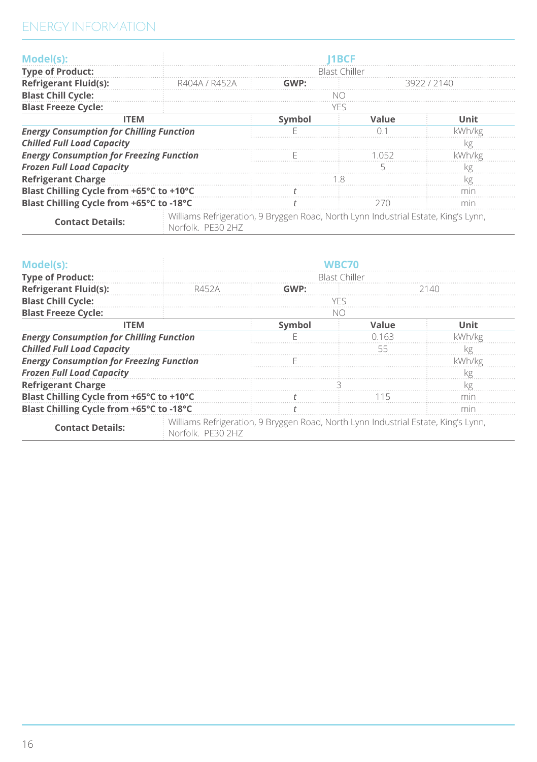# ENERGY INFORMATION

| Model(s): | J1BCF | | |
|---|---|---|---|
| Type of Product: | Blast Chiller | | |
| Refrigerant Fluid(s): | R404A / R452A | GWP: | 3922 / 2140 |
| Blast Chill Cycle: | NO | | |
| Blast Freeze Cycle: | YES | | |

| ITEM | Symbol | Value | Unit |
|---|---|---|---|
| ***Energy Consumption for Chilling Function*** | E | 0.1 | kWh/kg |
| ***Chilled Full Load Capacity*** | | | kg |
| ***Energy Consumption for Freezing Function*** | E | 1.052 | kWh/kg |
| ***Frozen Full Load Capacity*** | | 5 | kg |
| **Refrigerant Charge** | 1.8 | | kg |
| **Blast Chilling Cycle from +65°C to +10°C** | *t* | | min |
| **Blast Chilling Cycle from +65°C to -18°C** | *t* | 270 | min |
| **Contact Details:** | Williams Refrigeration, 9 Bryggen Road, North Lynn Industrial Estate, King's Lynn, Norfolk. PE30 2HZ | | |

| Model(s): | WBC70 | | |
|---|---|---|---|
| Type of Product: | Blast Chiller | | |
| Refrigerant Fluid(s): | R452A | GWP: | 2140 |
| Blast Chill Cycle: | YES | | |
| Blast Freeze Cycle: | NO | | |

| ITEM | Symbol | Value | Unit |
|---|---|---|---|
| ***Energy Consumption for Chilling Function*** | E | 0.163 | kWh/kg |
| ***Chilled Full Load Capacity*** | | 55 | kg |
| ***Energy Consumption for Freezing Function*** | E | | kWh/kg |
| ***Frozen Full Load Capacity*** | | | kg |
| **Refrigerant Charge** | 3 | | kg |
| **Blast Chilling Cycle from +65°C to +10°C** | *t* | 115 | min |
| **Blast Chilling Cycle from +65°C to -18°C** | *t* | | min |
| **Contact Details:** | Williams Refrigeration, 9 Bryggen Road, North Lynn Industrial Estate, King's Lynn, Norfolk. PE30 2HZ | | |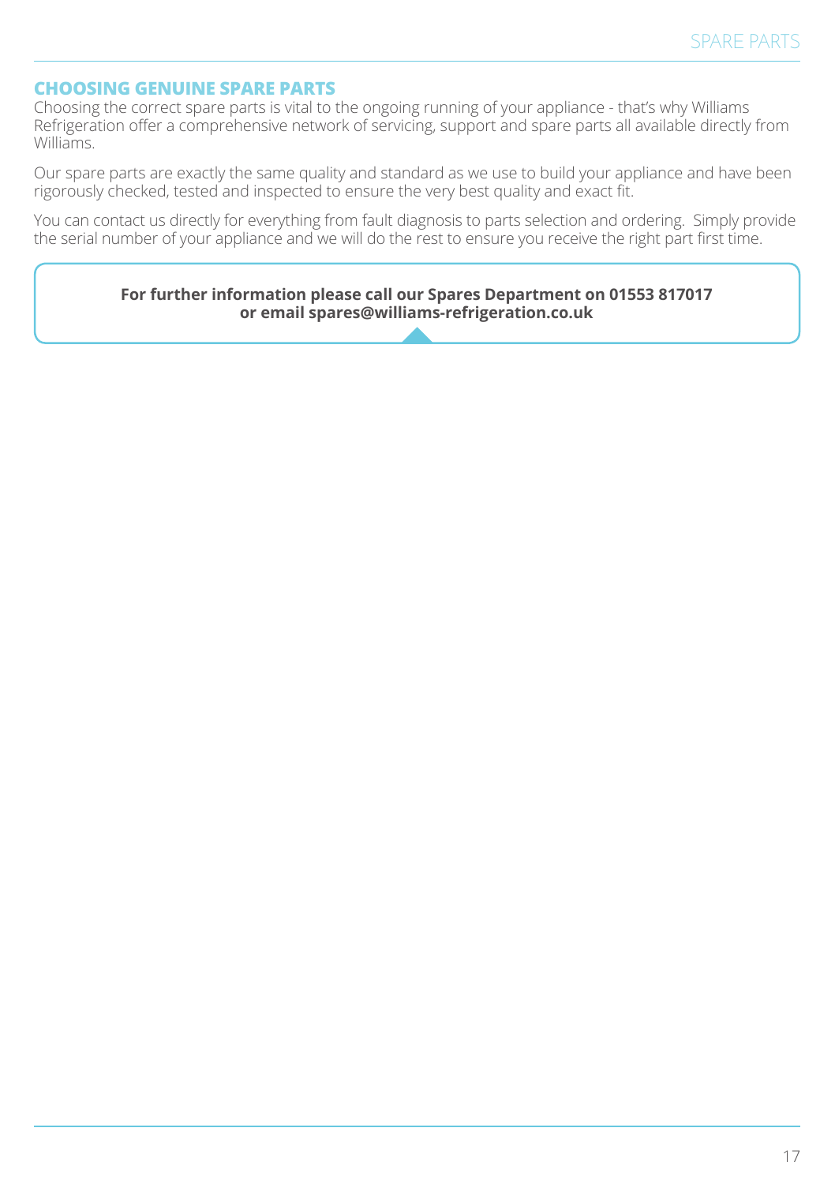## CHOOSING GENUINE SPARE PARTS

Choosing the correct spare parts is vital to the ongoing running of your appliance - that's why Williams Refrigeration offer a comprehensive network of servicing, support and spare parts all available directly from Williams.

Our spare parts are exactly the same quality and standard as we use to build your appliance and have been rigorously checked, tested and inspected to ensure the very best quality and exact fit.

You can contact us directly for everything from fault diagnosis to parts selection and ordering. Simply provide the serial number of your appliance and we will do the rest to ensure you receive the right part first time.

**For further information please call our Spares Department on 01553 817017 or email spares@williams-refrigeration.co.uk**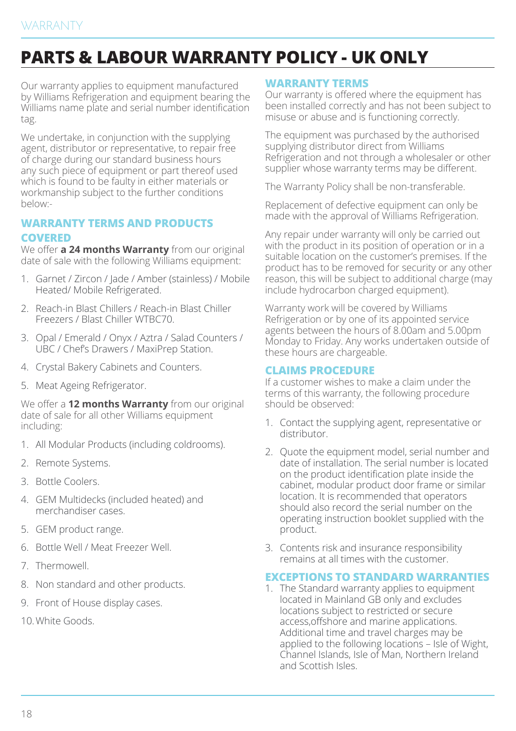# PARTS & LABOUR WARRANTY POLICY - UK ONLY

Our warranty applies to equipment manufactured by Williams Refrigeration and equipment bearing the Williams name plate and serial number identification tag.

We undertake, in conjunction with the supplying agent, distributor or representative, to repair free of charge during our standard business hours any such piece of equipment or part thereof used which is found to be faulty in either materials or workmanship subject to the further conditions below:-

## WARRANTY TERMS AND PRODUCTS COVERED

We offer **a 24 months Warranty** from our original date of sale with the following Williams equipment:

1. Garnet / Zircon / Jade / Amber (stainless) / Mobile Heated/ Mobile Refrigerated.
2. Reach-in Blast Chillers / Reach-in Blast Chiller Freezers / Blast Chiller WTBC70.
3. Opal / Emerald / Onyx / Aztra / Salad Counters / UBC / Chef's Drawers / MaxiPrep Station.
4. Crystal Bakery Cabinets and Counters.
5. Meat Ageing Refrigerator.

We offer a **12 months Warranty** from our original date of sale for all other Williams equipment including:

1. All Modular Products (including coldrooms).
2. Remote Systems.
3. Bottle Coolers.
4. GEM Multidecks (included heated) and merchandiser cases.
5. GEM product range.
6. Bottle Well / Meat Freezer Well.
7. Thermowell.
8. Non standard and other products.
9. Front of House display cases.
10. White Goods.

## WARRANTY TERMS

Our warranty is offered where the equipment has been installed correctly and has not been subject to misuse or abuse and is functioning correctly.

The equipment was purchased by the authorised supplying distributor direct from Williams Refrigeration and not through a wholesaler or other supplier whose warranty terms may be different.

The Warranty Policy shall be non-transferable.

Replacement of defective equipment can only be made with the approval of Williams Refrigeration.

Any repair under warranty will only be carried out with the product in its position of operation or in a suitable location on the customer's premises. If the product has to be removed for security or any other reason, this will be subject to additional charge (may include hydrocarbon charged equipment).

Warranty work will be covered by Williams Refrigeration or by one of its appointed service agents between the hours of 8.00am and 5.00pm Monday to Friday. Any works undertaken outside of these hours are chargeable.

## CLAIMS PROCEDURE

If a customer wishes to make a claim under the terms of this warranty, the following procedure should be observed:

1. Contact the supplying agent, representative or distributor.
2. Quote the equipment model, serial number and date of installation. The serial number is located on the product identification plate inside the cabinet, modular product door frame or similar location. It is recommended that operators should also record the serial number on the operating instruction booklet supplied with the product.
3. Contents risk and insurance responsibility remains at all times with the customer.

## EXCEPTIONS TO STANDARD WARRANTIES

1. The Standard warranty applies to equipment located in Mainland GB only and excludes locations subject to restricted or secure access,offshore and marine applications. Additional time and travel charges may be applied to the following locations – Isle of Wight, Channel Islands, Isle of Man, Northern Ireland and Scottish Isles.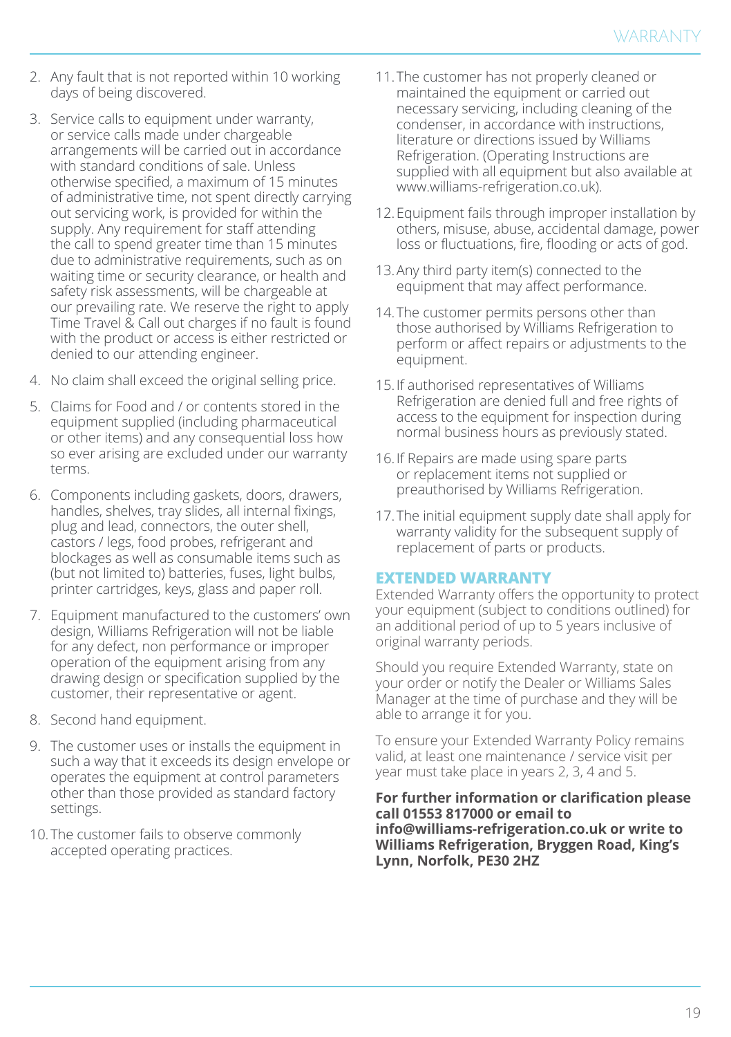2. Any fault that is not reported within 10 working days of being discovered.
3. Service calls to equipment under warranty, or service calls made under chargeable arrangements will be carried out in accordance with standard conditions of sale. Unless otherwise specified, a maximum of 15 minutes of administrative time, not spent directly carrying out servicing work, is provided for within the supply. Any requirement for staff attending the call to spend greater time than 15 minutes due to administrative requirements, such as on waiting time or security clearance, or health and safety risk assessments, will be chargeable at our prevailing rate. We reserve the right to apply Time Travel & Call out charges if no fault is found with the product or access is either restricted or denied to our attending engineer.
4. No claim shall exceed the original selling price.
5. Claims for Food and / or contents stored in the equipment supplied (including pharmaceutical or other items) and any consequential loss how so ever arising are excluded under our warranty terms.
6. Components including gaskets, doors, drawers, handles, shelves, tray slides, all internal fixings, plug and lead, connectors, the outer shell, castors / legs, food probes, refrigerant and blockages as well as consumable items such as (but not limited to) batteries, fuses, light bulbs, printer cartridges, keys, glass and paper roll.
7. Equipment manufactured to the customers' own design, Williams Refrigeration will not be liable for any defect, non performance or improper operation of the equipment arising from any drawing design or specification supplied by the customer, their representative or agent.
8. Second hand equipment.
9. The customer uses or installs the equipment in such a way that it exceeds its design envelope or operates the equipment at control parameters other than those provided as standard factory settings.
10. The customer fails to observe commonly accepted operating practices.
11. The customer has not properly cleaned or maintained the equipment or carried out necessary servicing, including cleaning of the condenser, in accordance with instructions, literature or directions issued by Williams Refrigeration. (Operating Instructions are supplied with all equipment but also available at www.williams-refrigeration.co.uk).
12. Equipment fails through improper installation by others, misuse, abuse, accidental damage, power loss or fluctuations, fire, flooding or acts of god.
13. Any third party item(s) connected to the equipment that may affect performance.
14. The customer permits persons other than those authorised by Williams Refrigeration to perform or affect repairs or adjustments to the equipment.
15. If authorised representatives of Williams Refrigeration are denied full and free rights of access to the equipment for inspection during normal business hours as previously stated.
16. If Repairs are made using spare parts or replacement items not supplied or preauthorised by Williams Refrigeration.
17. The initial equipment supply date shall apply for warranty validity for the subsequent supply of replacement of parts or products.

## EXTENDED WARRANTY

Extended Warranty offers the opportunity to protect your equipment (subject to conditions outlined) for an additional period of up to 5 years inclusive of original warranty periods.

Should you require Extended Warranty, state on your order or notify the Dealer or Williams Sales Manager at the time of purchase and they will be able to arrange it for you.

To ensure your Extended Warranty Policy remains valid, at least one maintenance / service visit per year must take place in years 2, 3, 4 and 5.

**For further information or clarification please call 01553 817000 or email to info@williams-refrigeration.co.uk or write to Williams Refrigeration, Bryggen Road, King's Lynn, Norfolk, PE30 2HZ**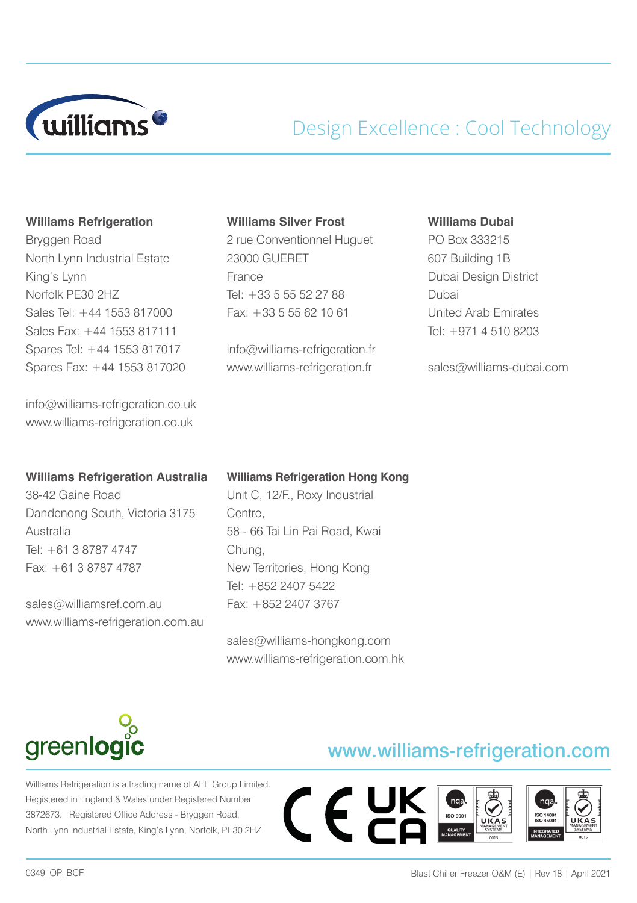Design Excellence : Cool Technology

**Williams Refrigeration**
Bryggen Road
North Lynn Industrial Estate
King's Lynn
Norfolk PE30 2HZ
Sales Tel: +44 1553 817000
Sales Fax: +44 1553 817111
Spares Tel: +44 1553 817017
Spares Fax: +44 1553 817020

info@williams-refrigeration.co.uk
www.williams-refrigeration.co.uk

**Williams Silver Frost**
2 rue Conventionnel Huguet
23000 GUERET
France
Tel: +33 5 55 52 27 88
Fax: +33 5 55 62 10 61

info@williams-refrigeration.fr
www.williams-refrigeration.fr

**Williams Dubai**
PO Box 333215
607 Building 1B
Dubai Design District
Dubai
United Arab Emirates
Tel: +971 4 510 8203

sales@williams-dubai.com

**Williams Refrigeration Australia**
38-42 Gaine Road
Dandenong South, Victoria 3175
Australia
Tel: +61 3 8787 4747
Fax: +61 3 8787 4787

sales@williamsref.com.au
www.williams-refrigeration.com.au

**Williams Refrigeration Hong Kong**
Unit C, 12/F., Roxy Industrial Centre,
58 - 66 Tai Lin Pai Road, Kwai Chung,
New Territories, Hong Kong
Tel: +852 2407 5422
Fax: +852 2407 3767

sales@williams-hongkong.com
www.williams-refrigeration.com.hk

greenlogic

www.williams-refrigeration.com

Williams Refrigeration is a trading name of AFE Group Limited. Registered in England & Wales under Registered Number 3872673. Registered Office Address - Bryggen Road, North Lynn Industrial Estate, King's Lynn, Norfolk, PE30 2HZ

0349_OP_BCF

Blast Chiller Freezer O&M (E) | Rev 18 | April 2021